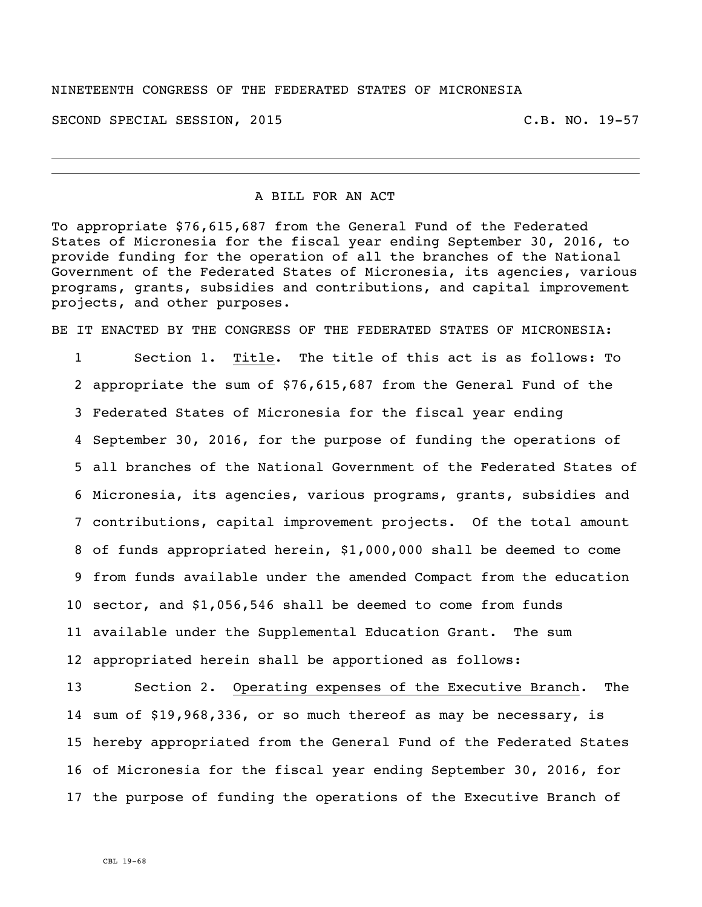NINETEENTH CONGRESS OF THE FEDERATED STATES OF MICRONESIA

SECOND SPECIAL SESSION, 2015 C.B. NO. 19-57

---

A BILL FOR AN ACT

To appropriate $76,615,687 from the General Fund of the Federated States of Micronesia for the fiscal year ending September 30, 2016, to provide funding for the operation of all the branches of the National Government of the Federated States of Micronesia, its agencies, various programs, grants, subsidies and contributions, and capital improvement projects, and other purposes.

BE IT ENACTED BY THE CONGRESS OF THE FEDERATED STATES OF MICRONESIA:

1 Section 1. Title. The title of this act is as follows: To
2 appropriate the sum of $76,615,687 from the General Fund of the
3 Federated States of Micronesia for the fiscal year ending
4 September 30, 2016, for the purpose of funding the operations of
5 all branches of the National Government of the Federated States of
6 Micronesia, its agencies, various programs, grants, subsidies and
7 contributions, capital improvement projects. Of the total amount
8 of funds appropriated herein, $1,000,000 shall be deemed to come
9 from funds available under the amended Compact from the education
10 sector, and $1,056,546 shall be deemed to come from funds
11 available under the Supplemental Education Grant. The sum
12 appropriated herein shall be apportioned as follows:

13 Section 2. Operating expenses of the Executive Branch. The
14 sum of $19,968,336, or so much thereof as may be necessary, is
15 hereby appropriated from the General Fund of the Federated States
16 of Micronesia for the fiscal year ending September 30, 2016, for
17 the purpose of funding the operations of the Executive Branch of

CBL 19-68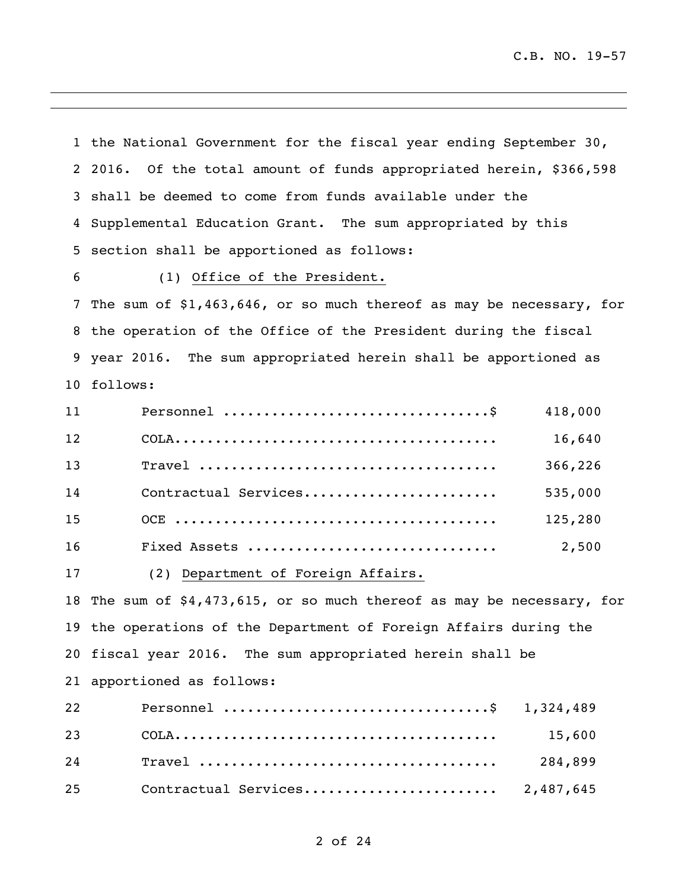the National Government for the fiscal year ending September 30, 2016. Of the total amount of funds appropriated herein, $366,598 shall be deemed to come from funds available under the Supplemental Education Grant. The sum appropriated by this section shall be apportioned as follows:

(1) Office of the President.

The sum of $1,463,646, or so much thereof as may be necessary, for the operation of the Office of the President during the fiscal year 2016. The sum appropriated herein shall be apportioned as follows:

| | |
|---|---|
| Personnel ................................$ | 418,000 |
| COLA....................................... | 16,640 |
| Travel .................................... | 366,226 |
| Contractual Services....................... | 535,000 |
| OCE ....................................... | 125,280 |
| Fixed Assets .............................. | 2,500 |

(2) Department of Foreign Affairs.

The sum of $4,473,615, or so much thereof as may be necessary, for the operations of the Department of Foreign Affairs during the fiscal year 2016. The sum appropriated herein shall be apportioned as follows:

| | |
|---|---|
| Personnel ................................$ | 1,324,489 |
| COLA....................................... | 15,600 |
| Travel .................................... | 284,899 |
| Contractual Services....................... | 2,487,645 |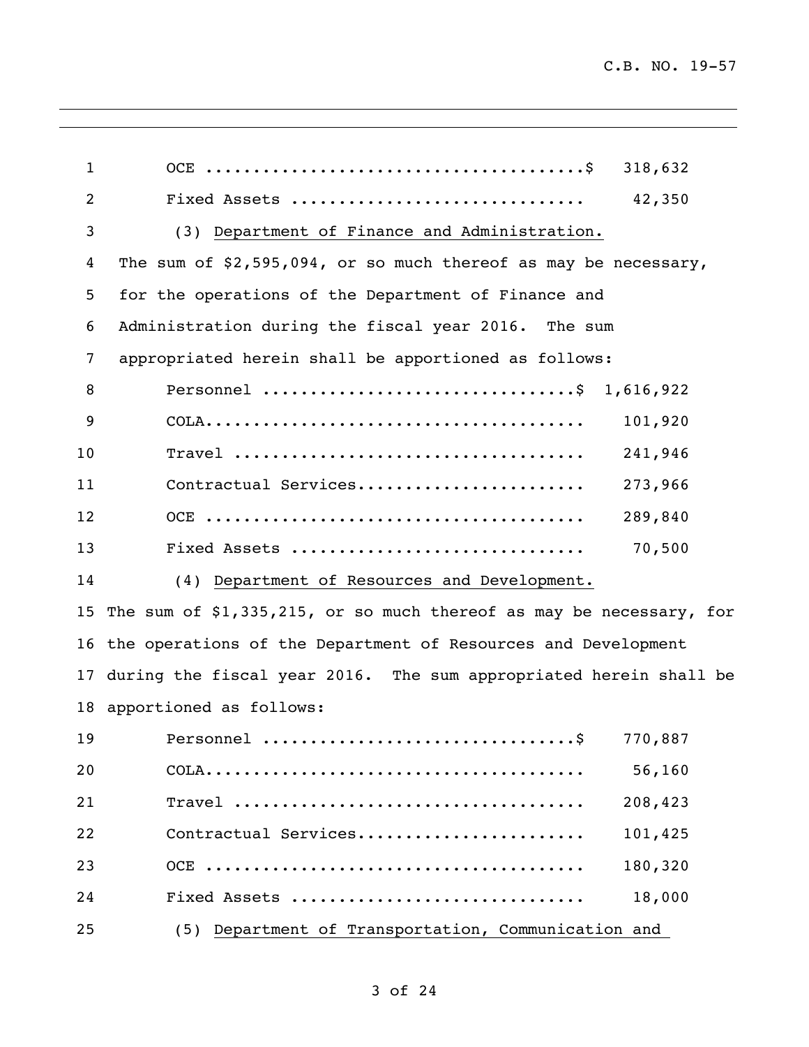OCE ........................................$ 318,632

Fixed Assets .............................. 42,350

(3) <u>Department of Finance and Administration.</u>

The sum of $2,595,094, or so much thereof as may be necessary, for the operations of the Department of Finance and Administration during the fiscal year 2016. The sum appropriated herein shall be apportioned as follows:

| | | |
|---|---|---|
| Personnel ................................ | $ | 1,616,922 |
| COLA....................................... | | 101,920 |
| Travel .................................... | | 241,946 |
| Contractual Services....................... | | 273,966 |
| OCE ....................................... | | 289,840 |
| Fixed Assets .............................. | | 70,500 |

(4) <u>Department of Resources and Development.</u>

The sum of $1,335,215, or so much thereof as may be necessary, for the operations of the Department of Resources and Development during the fiscal year 2016. The sum appropriated herein shall be apportioned as follows:

| | | |
|---|---|---|
| Personnel ................................ | $ | 770,887 |
| COLA....................................... | | 56,160 |
| Travel .................................... | | 208,423 |
| Contractual Services....................... | | 101,425 |
| OCE ....................................... | | 180,320 |
| Fixed Assets .............................. | | 18,000 |

(5) <u>Department of Transportation, Communication and</u>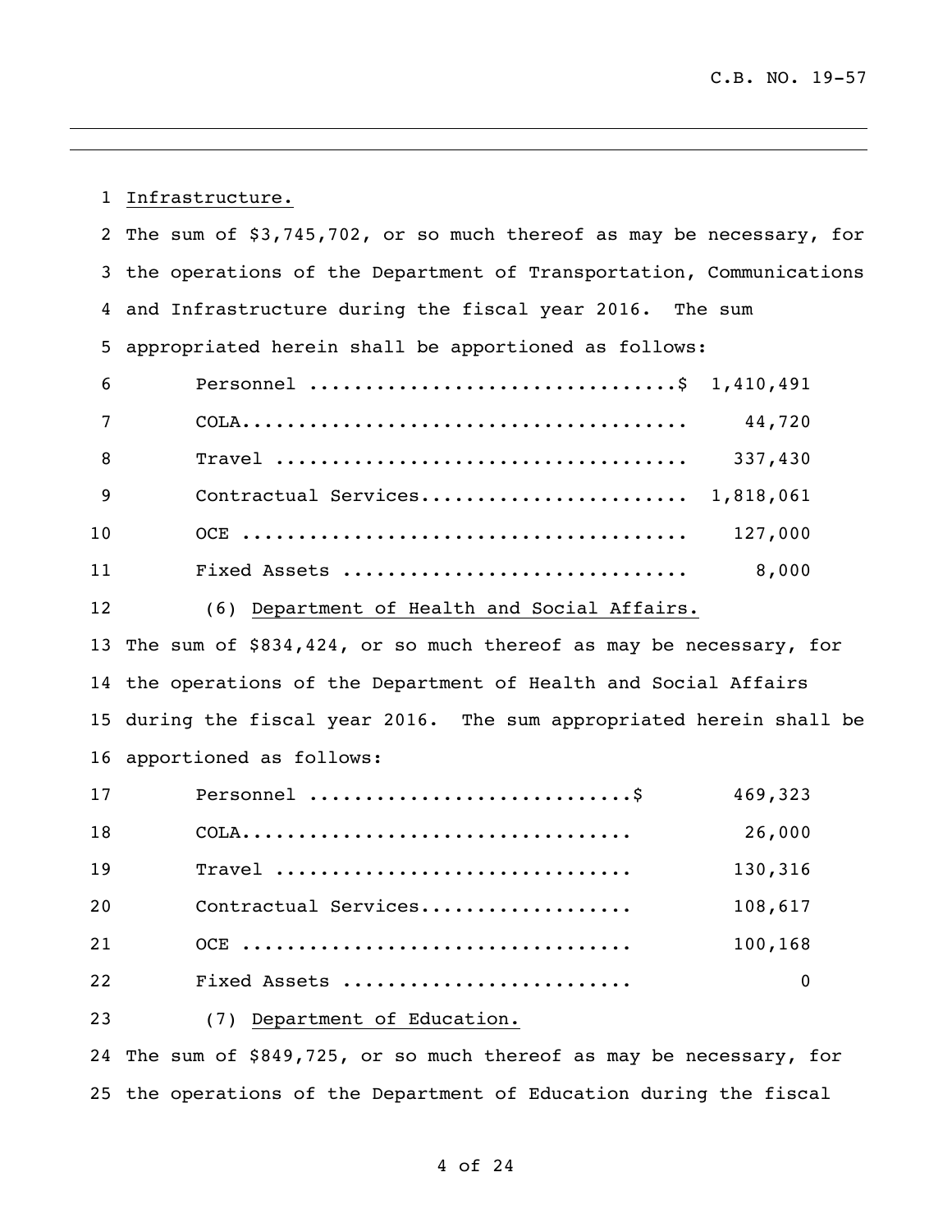Infrastructure.

The sum of $3,745,702, or so much thereof as may be necessary, for the operations of the Department of Transportation, Communications and Infrastructure during the fiscal year 2016. The sum appropriated herein shall be apportioned as follows:

| | |
|---|---|
| Personnel | $ 1,410,491 |
| COLA | 44,720 |
| Travel | 337,430 |
| Contractual Services | 1,818,061 |
| OCE | 127,000 |
| Fixed Assets | 8,000 |

(6) Department of Health and Social Affairs.

The sum of $834,424, or so much thereof as may be necessary, for the operations of the Department of Health and Social Affairs during the fiscal year 2016. The sum appropriated herein shall be apportioned as follows:

| | |
|---|---|
| Personnel | $ 469,323 |
| COLA | 26,000 |
| Travel | 130,316 |
| Contractual Services | 108,617 |
| OCE | 100,168 |
| Fixed Assets | 0 |

(7) Department of Education.

The sum of $849,725, or so much thereof as may be necessary, for the operations of the Department of Education during the fiscal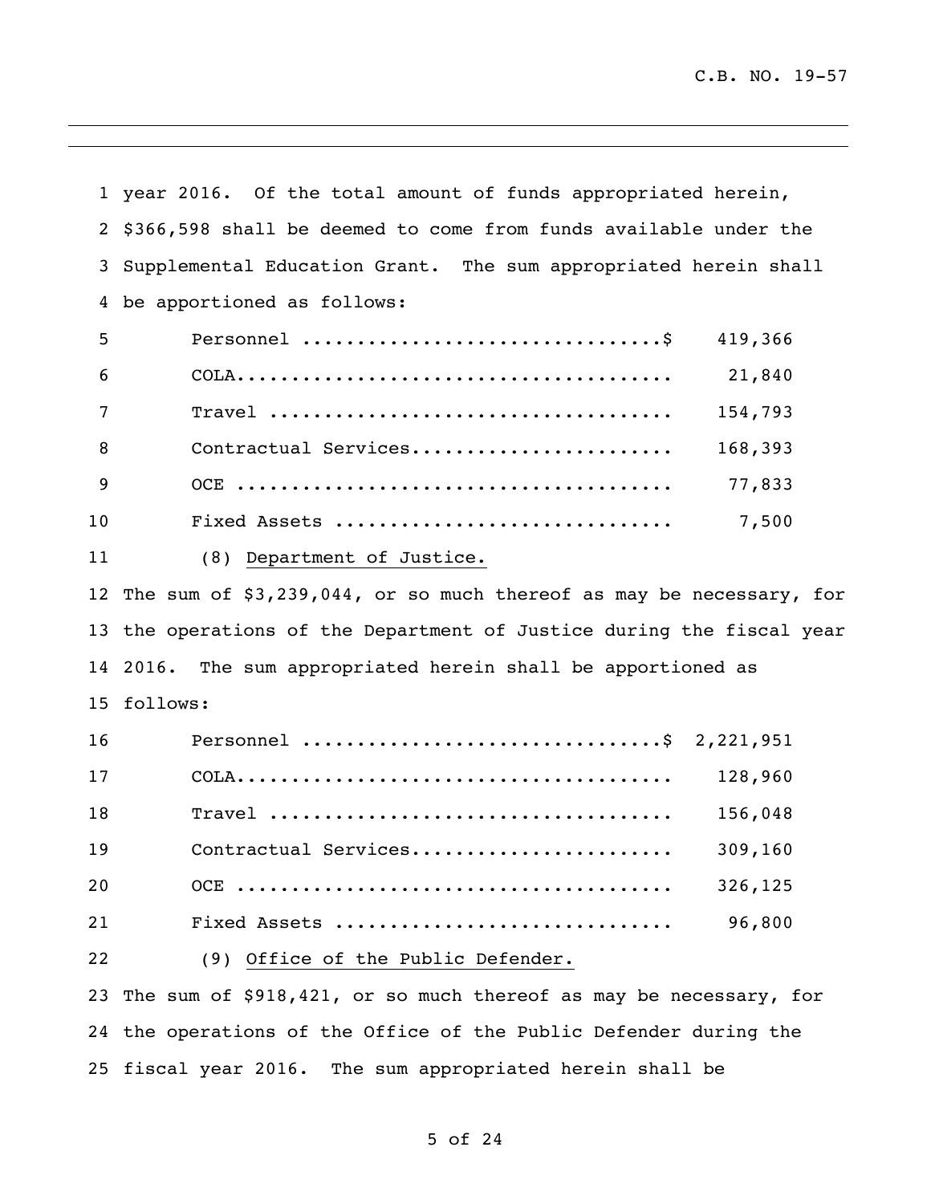year 2016. Of the total amount of funds appropriated herein, $366,598 shall be deemed to come from funds available under the Supplemental Education Grant. The sum appropriated herein shall be apportioned as follows:

| | |
|---|---|
| Personnel | $ 419,366 |
| COLA | 21,840 |
| Travel | 154,793 |
| Contractual Services | 168,393 |
| OCE | 77,833 |
| Fixed Assets | 7,500 |

(8) Department of Justice.

The sum of $3,239,044, or so much thereof as may be necessary, for the operations of the Department of Justice during the fiscal year 2016. The sum appropriated herein shall be apportioned as follows:

| | |
|---|---|
| Personnel | $ 2,221,951 |
| COLA | 128,960 |
| Travel | 156,048 |
| Contractual Services | 309,160 |
| OCE | 326,125 |
| Fixed Assets | 96,800 |

(9) Office of the Public Defender.

The sum of $918,421, or so much thereof as may be necessary, for the operations of the Office of the Public Defender during the fiscal year 2016. The sum appropriated herein shall be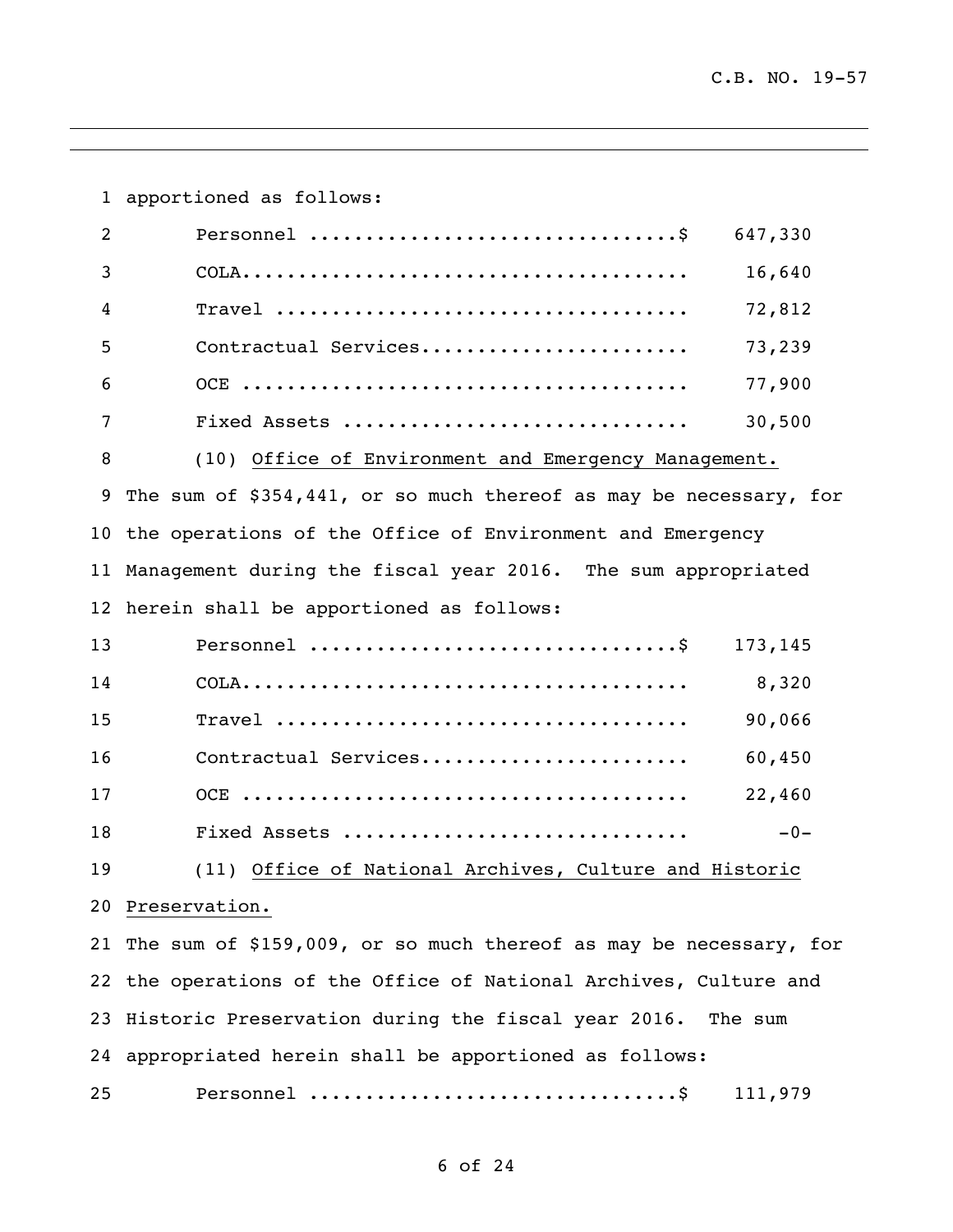apportioned as follows:

| | |
|---|---|
| Personnel | $ 647,330 |
| COLA | 16,640 |
| Travel | 72,812 |
| Contractual Services | 73,239 |
| OCE | 77,900 |
| Fixed Assets | 30,500 |

(10) Office of Environment and Emergency Management.
The sum of $354,441, or so much thereof as may be necessary, for the operations of the Office of Environment and Emergency Management during the fiscal year 2016. The sum appropriated herein shall be apportioned as follows:

| | |
|---|---|
| Personnel | $ 173,145 |
| COLA | 8,320 |
| Travel | 90,066 |
| Contractual Services | 60,450 |
| OCE | 22,460 |
| Fixed Assets | -0- |

(11) Office of National Archives, Culture and Historic Preservation.
The sum of $159,009, or so much thereof as may be necessary, for the operations of the Office of National Archives, Culture and Historic Preservation during the fiscal year 2016. The sum appropriated herein shall be apportioned as follows:

| | |
|---|---|
| Personnel | $ 111,979 |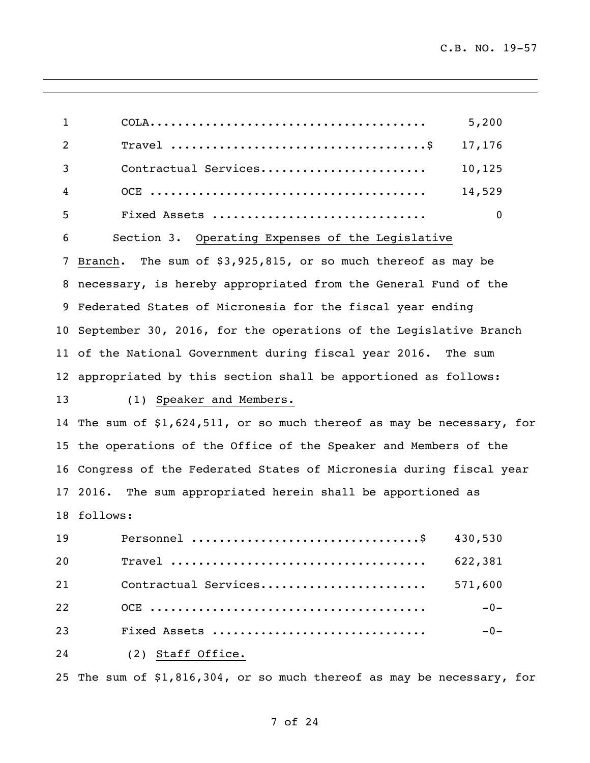| | |
|---|---|
| COLA....................................... | 5,200 |
| Travel ....................................$ | 17,176 |
| Contractual Services....................... | 10,125 |
| OCE ....................................... | 14,529 |
| Fixed Assets .............................. | 0 |

Section 3. Operating Expenses of the Legislative Branch. The sum of $3,925,815, or so much thereof as may be necessary, is hereby appropriated from the General Fund of the Federated States of Micronesia for the fiscal year ending September 30, 2016, for the operations of the Legislative Branch of the National Government during fiscal year 2016. The sum appropriated by this section shall be apportioned as follows:

(1) Speaker and Members.

The sum of $1,624,511, or so much thereof as may be necessary, for the operations of the Office of the Speaker and Members of the Congress of the Federated States of Micronesia during fiscal year 2016. The sum appropriated herein shall be apportioned as follows:

| | |
|---|---|
| Personnel ................................$ | 430,530 |
| Travel .................................... | 622,381 |
| Contractual Services....................... | 571,600 |
| OCE ....................................... | -0- |
| Fixed Assets .............................. | -0- |

(2) Staff Office.

The sum of $1,816,304, or so much thereof as may be necessary, for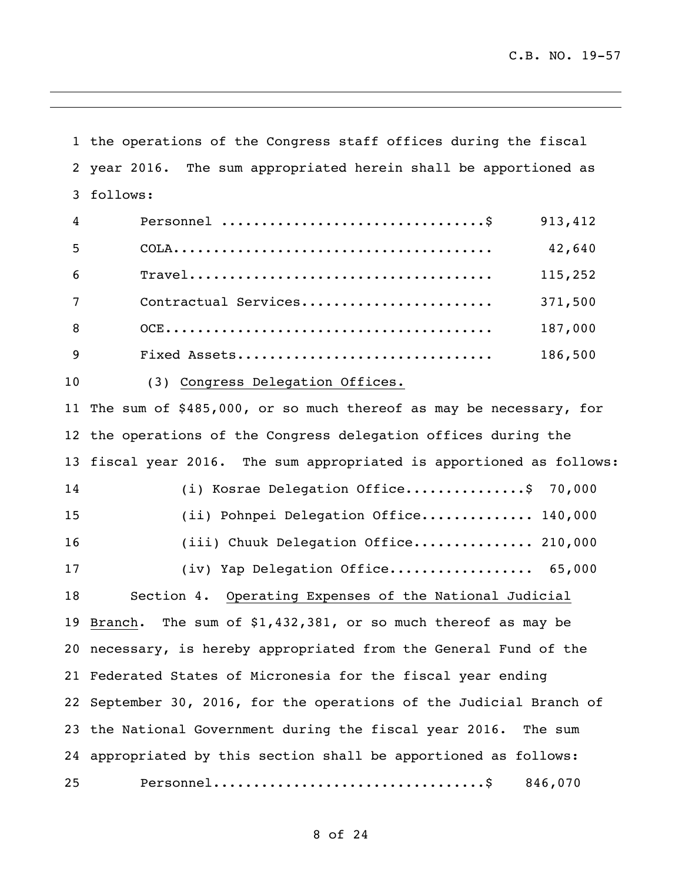the operations of the Congress staff offices during the fiscal year 2016. The sum appropriated herein shall be apportioned as follows:

| Item | Amount |
|---|---|
| Personnel | $ 913,412 |
| COLA | 42,640 |
| Travel | 115,252 |
| Contractual Services | 371,500 |
| OCE | 187,000 |
| Fixed Assets | 186,500 |

(3) Congress Delegation Offices.

The sum of $485,000, or so much thereof as may be necessary, for the operations of the Congress delegation offices during the fiscal year 2016. The sum appropriated is apportioned as follows:

| Item | Amount |
|---|---|
| (i) Kosrae Delegation Office | $ 70,000 |
| (ii) Pohnpei Delegation Office | 140,000 |
| (iii) Chuuk Delegation Office | 210,000 |
| (iv) Yap Delegation Office | 65,000 |

Section 4. Operating Expenses of the National Judicial Branch. The sum of $1,432,381, or so much thereof as may be necessary, is hereby appropriated from the General Fund of the Federated States of Micronesia for the fiscal year ending September 30, 2016, for the operations of the Judicial Branch of the National Government during the fiscal year 2016. The sum appropriated by this section shall be apportioned as follows:

| Item | Amount |
|---|---|
| Personnel | $ 846,070 |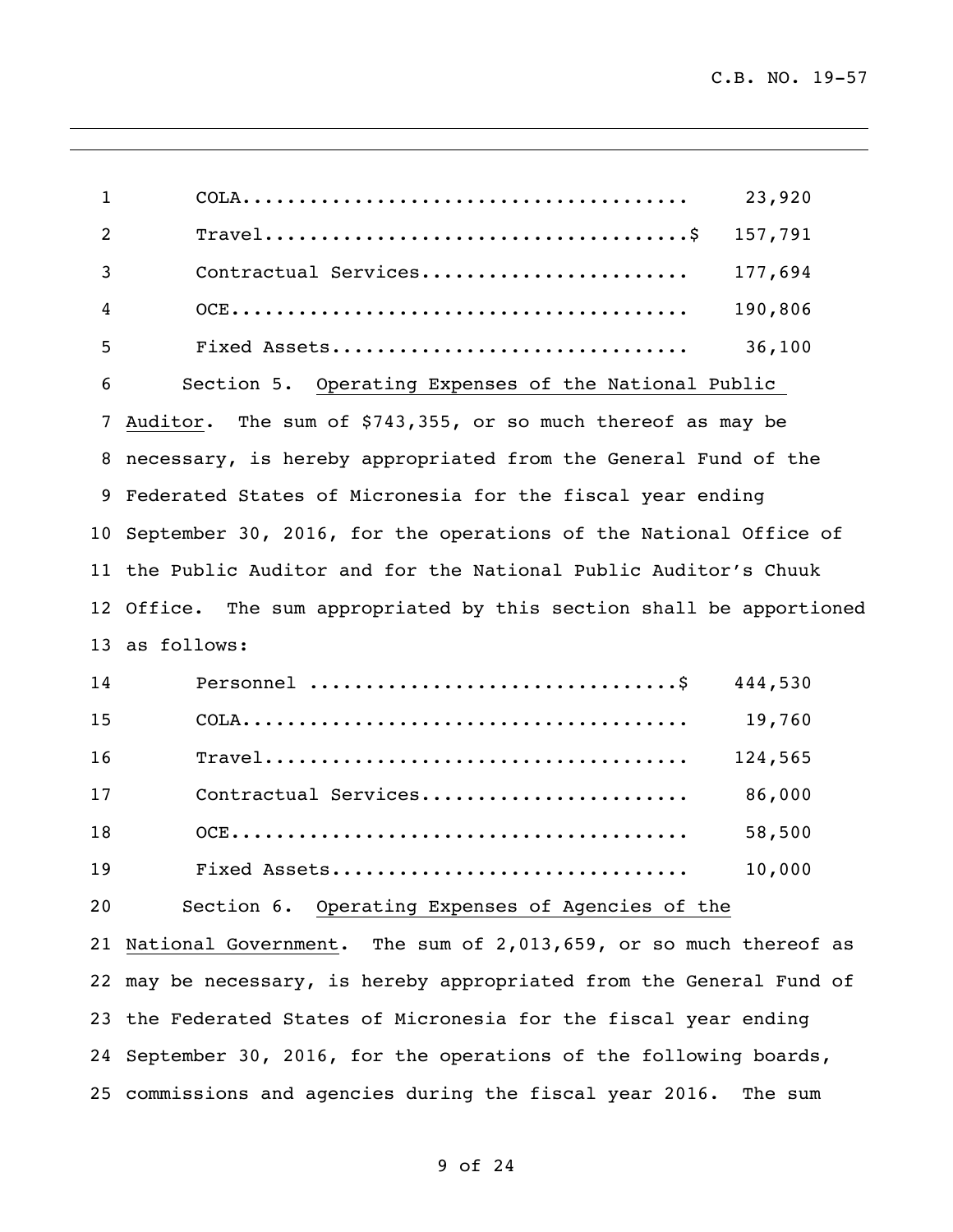| | |
|---|---|
| COLA | 23,920 |
| Travel | $ 157,791 |
| Contractual Services | 177,694 |
| OCE | 190,806 |
| Fixed Assets | 36,100 |

Section 5. Operating Expenses of the National Public Auditor. The sum of $743,355, or so much thereof as may be necessary, is hereby appropriated from the General Fund of the Federated States of Micronesia for the fiscal year ending September 30, 2016, for the operations of the National Office of the Public Auditor and for the National Public Auditor's Chuuk Office. The sum appropriated by this section shall be apportioned as follows:

| | |
|---|---|
| Personnel | $ 444,530 |
| COLA | 19,760 |
| Travel | 124,565 |
| Contractual Services | 86,000 |
| OCE | 58,500 |
| Fixed Assets | 10,000 |

Section 6. Operating Expenses of Agencies of the National Government. The sum of 2,013,659, or so much thereof as may be necessary, is hereby appropriated from the General Fund of the Federated States of Micronesia for the fiscal year ending September 30, 2016, for the operations of the following boards, commissions and agencies during the fiscal year 2016. The sum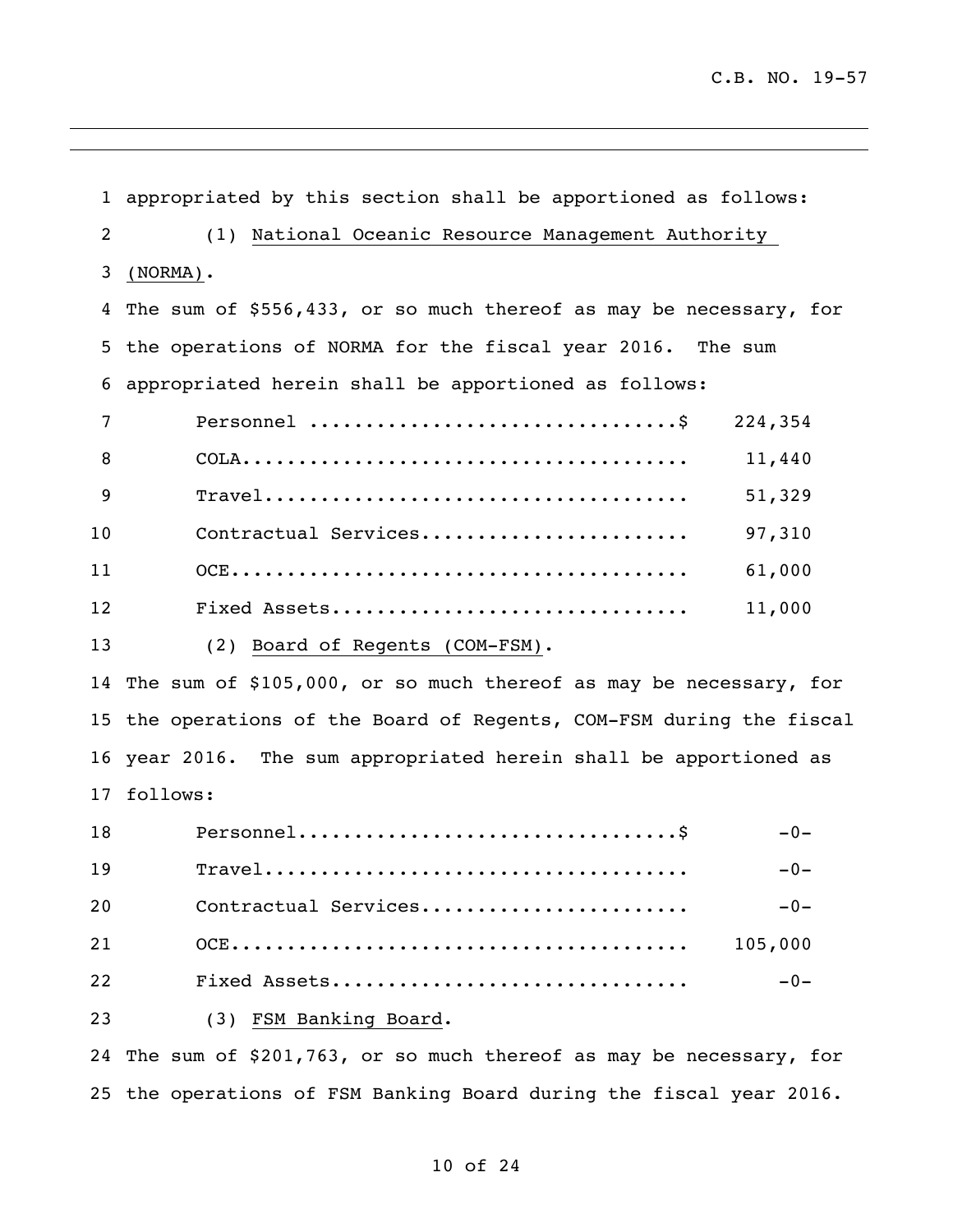appropriated by this section shall be apportioned as follows:

(1) National Oceanic Resource Management Authority (NORMA).

The sum of $556,433, or so much thereof as may be necessary, for the operations of NORMA for the fiscal year 2016. The sum appropriated herein shall be apportioned as follows:

| Item | Amount |
|---|---|
| Personnel | $ 224,354 |
| COLA | 11,440 |
| Travel | 51,329 |
| Contractual Services | 97,310 |
| OCE | 61,000 |
| Fixed Assets | 11,000 |

(2) Board of Regents (COM-FSM).

The sum of $105,000, or so much thereof as may be necessary, for the operations of the Board of Regents, COM-FSM during the fiscal year 2016. The sum appropriated herein shall be apportioned as follows:

| Item | Amount |
|---|---|
| Personnel | $ -0- |
| Travel | -0- |
| Contractual Services | -0- |
| OCE | 105,000 |
| Fixed Assets | -0- |

(3) FSM Banking Board.

The sum of $201,763, or so much thereof as may be necessary, for the operations of FSM Banking Board during the fiscal year 2016.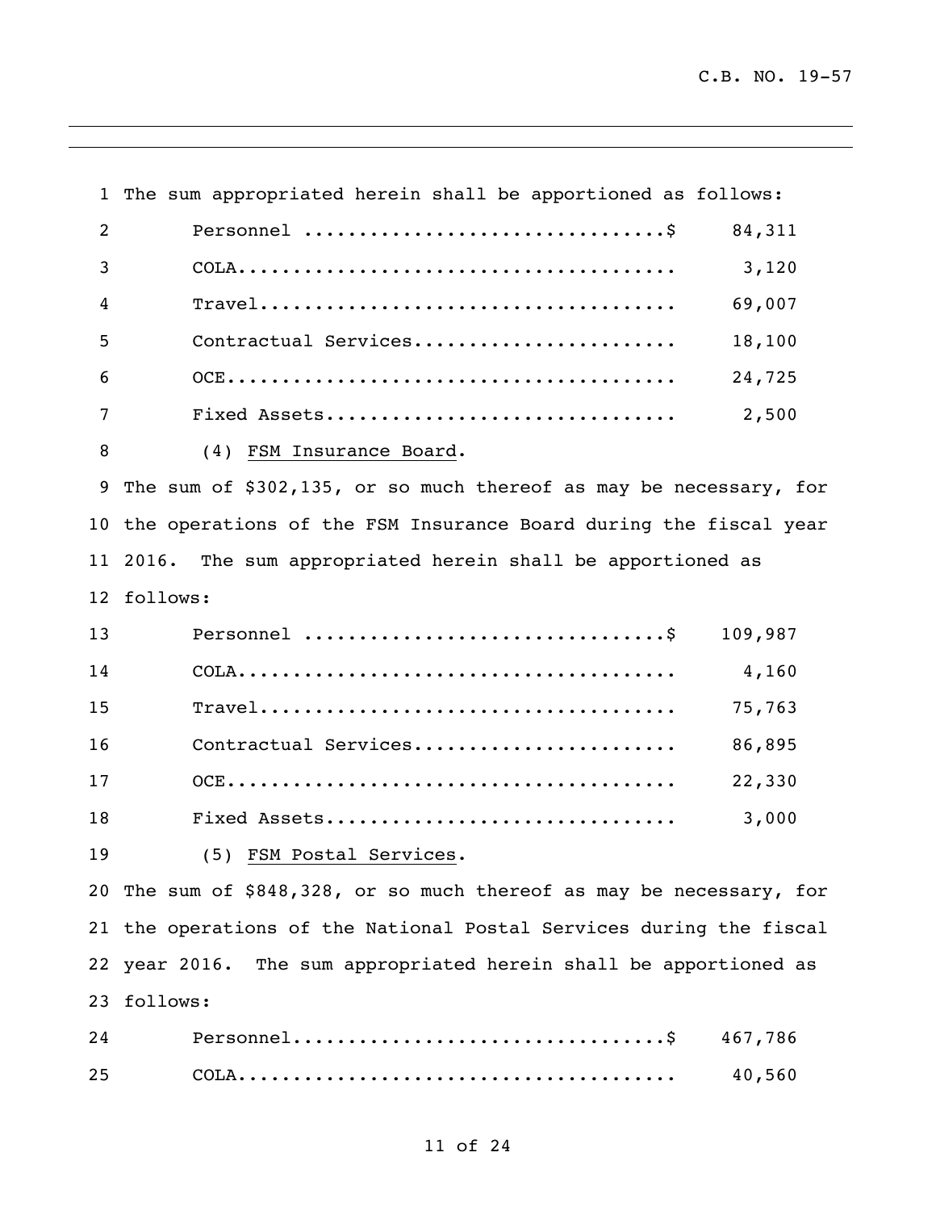The sum appropriated herein shall be apportioned as follows:

| | |
|---|---|
| Personnel | $ 84,311 |
| COLA | 3,120 |
| Travel | 69,007 |
| Contractual Services | 18,100 |
| OCE | 24,725 |
| Fixed Assets | 2,500 |

(4) FSM Insurance Board.

The sum of $302,135, or so much thereof as may be necessary, for the operations of the FSM Insurance Board during the fiscal year 2016. The sum appropriated herein shall be apportioned as follows:

| | |
|---|---|
| Personnel | $ 109,987 |
| COLA | 4,160 |
| Travel | 75,763 |
| Contractual Services | 86,895 |
| OCE | 22,330 |
| Fixed Assets | 3,000 |

(5) FSM Postal Services.

The sum of $848,328, or so much thereof as may be necessary, for the operations of the National Postal Services during the fiscal year 2016. The sum appropriated herein shall be apportioned as follows:

| | |
|---|---|
| Personnel | $ 467,786 |
| COLA | 40,560 |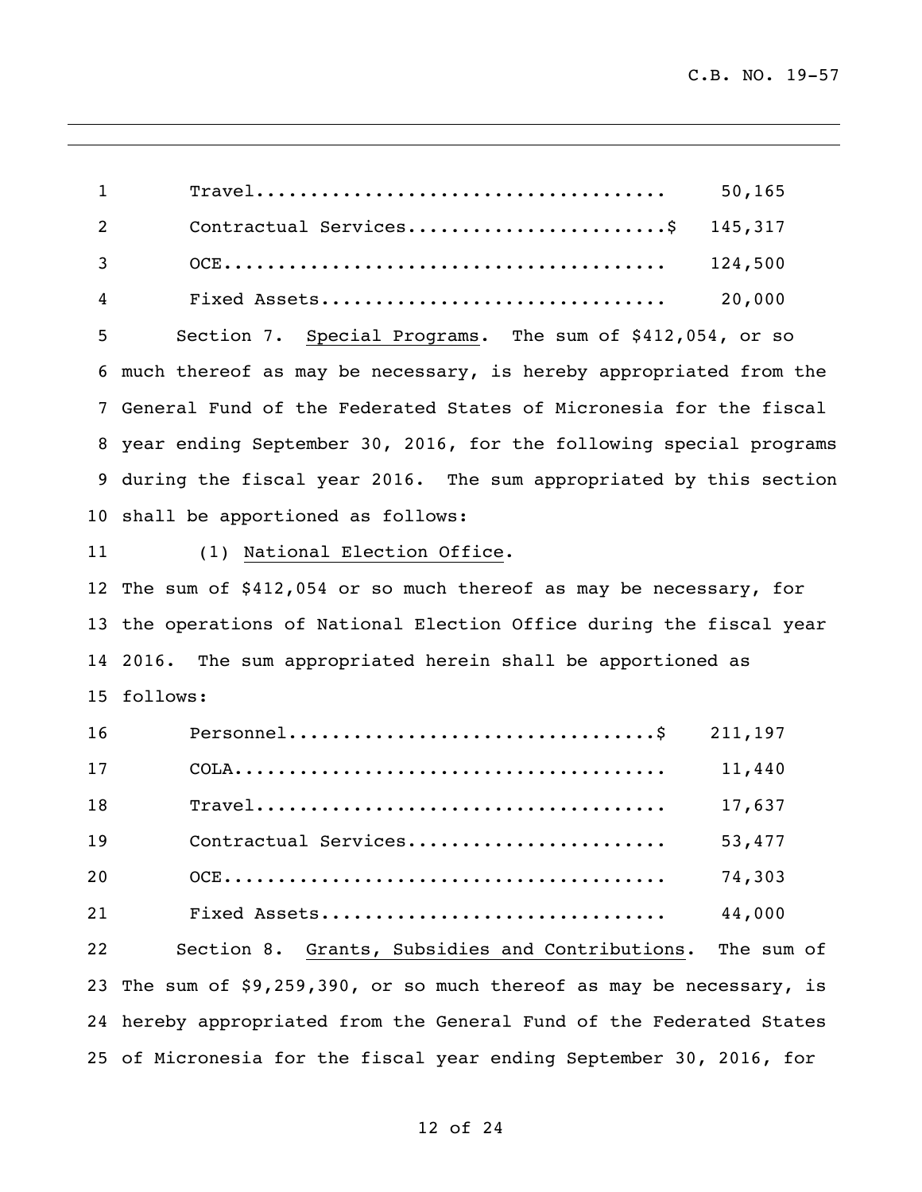Travel.................................... 50,165
Contractual Services......................$ 145,317
OCE....................................... 124,500
Fixed Assets.............................. 20,000

Section 7. Special Programs. The sum of $412,054, or so much thereof as may be necessary, is hereby appropriated from the General Fund of the Federated States of Micronesia for the fiscal year ending September 30, 2016, for the following special programs during the fiscal year 2016. The sum appropriated by this section shall be apportioned as follows:

(1) National Election Office.

The sum of $412,054 or so much thereof as may be necessary, for the operations of National Election Office during the fiscal year 2016. The sum appropriated herein shall be apportioned as follows:

Personnel.................................$ 211,197
COLA...................................... 11,440
Travel.................................... 17,637
Contractual Services...................... 53,477
OCE....................................... 74,303
Fixed Assets.............................. 44,000

Section 8. Grants, Subsidies and Contributions. The sum of The sum of $9,259,390, or so much thereof as may be necessary, is hereby appropriated from the General Fund of the Federated States of Micronesia for the fiscal year ending September 30, 2016, for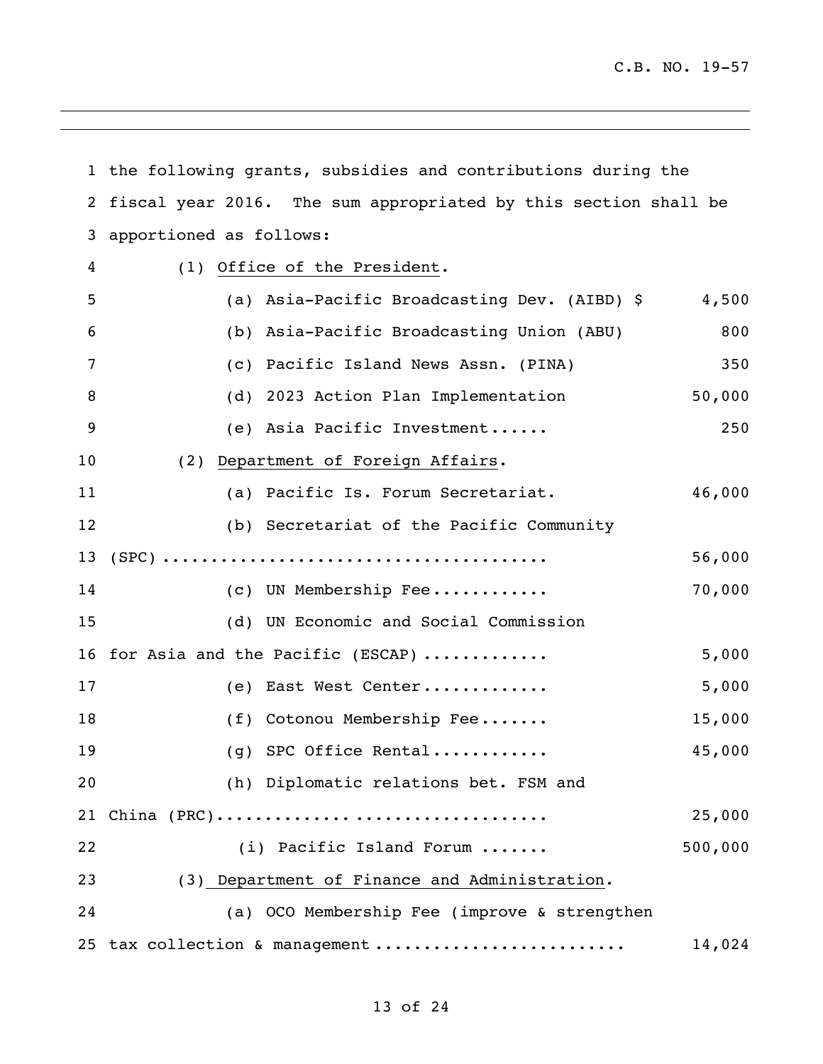the following grants, subsidies and contributions during the fiscal year 2016. The sum appropriated by this section shall be apportioned as follows:

(1) Office of the President.

| Item | Amount |
|---|---|
| (a) Asia-Pacific Broadcasting Dev. (AIBD) $ | 4,500 |
| (b) Asia-Pacific Broadcasting Union (ABU) | 800 |
| (c) Pacific Island News Assn. (PINA) | 350 |
| (d) 2023 Action Plan Implementation | 50,000 |
| (e) Asia Pacific Investment...... | 250 |

(2) Department of Foreign Affairs.

| Item | Amount |
|---|---|
| (a) Pacific Is. Forum Secretariat. | 46,000 |
| (b) Secretariat of the Pacific Community (SPC) ...................................... | 56,000 |
| (c) UN Membership Fee............ | 70,000 |
| (d) UN Economic and Social Commission for Asia and the Pacific (ESCAP) ............ | 5,000 |
| (e) East West Center............ | 5,000 |
| (f) Cotonou Membership Fee....... | 15,000 |
| (g) SPC Office Rental............ | 45,000 |
| (h) Diplomatic relations bet. FSM and China (PRC)................................ | 25,000 |
| (i) Pacific Island Forum ....... | 500,000 |

(3) Department of Finance and Administration.

| Item | Amount |
|---|---|
| (a) OCO Membership Fee (improve & strengthen tax collection & management ......................... | 14,024 |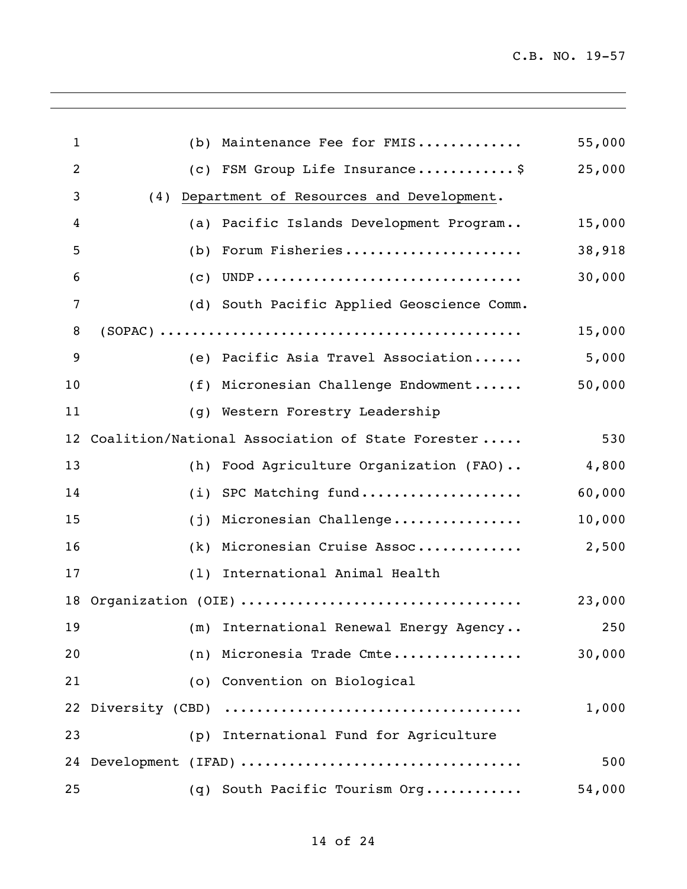(b) Maintenance Fee for FMIS............. 55,000

(c) FSM Group Life Insurance............$ 25,000

(4) Department of Resources and Development.

(a) Pacific Islands Development Program.. 15,000

(b) Forum Fisheries..................... 38,918

(c) UNDP................................ 30,000

(d) South Pacific Applied Geoscience Comm. (SOPAC)............................................ 15,000

(e) Pacific Asia Travel Association...... 5,000

(f) Micronesian Challenge Endowment...... 50,000

(g) Western Forestry Leadership Coalition/National Association of State Forester..... 530

(h) Food Agriculture Organization (FAO).. 4,800

(i) SPC Matching fund.................... 60,000

(j) Micronesian Challenge................ 10,000

(k) Micronesian Cruise Assoc............. 2,500

(l) International Animal Health Organization (OIE)................................. 23,000

(m) International Renewal Energy Agency.. 250

(n) Micronesia Trade Cmte................ 30,000

(o) Convention on Biological Diversity (CBD) .................................... 1,000

(p) International Fund for Agriculture Development (IFAD)................................. 500

(q) South Pacific Tourism Org............ 54,000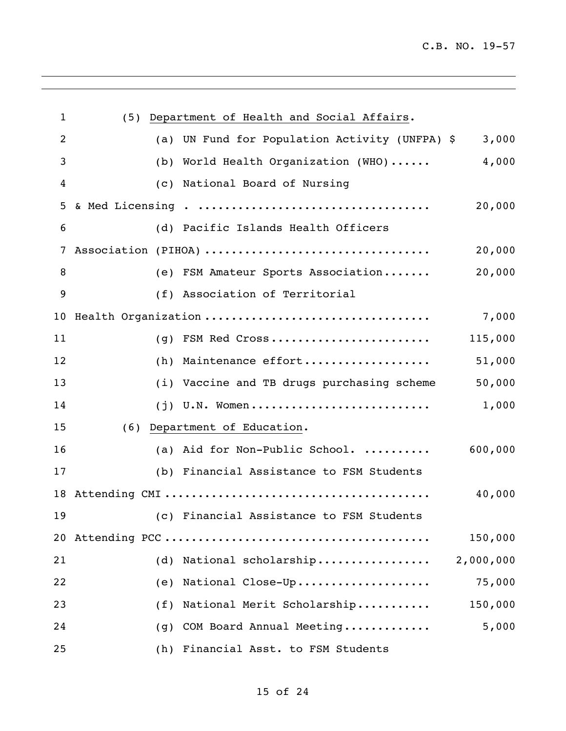(5) Department of Health and Social Affairs.

| Item | Amount |
|---|---|
| (a) UN Fund for Population Activity (UNFPA) | $ 3,000 |
| (b) World Health Organization (WHO)...... | 4,000 |
| (c) National Board of Nursing & Med Licensing . ................................ | 20,000 |
| (d) Pacific Islands Health Officers Association (PIHOA) ................................ | 20,000 |
| (e) FSM Amateur Sports Association....... | 20,000 |
| (f) Association of Territorial Health Organization ................................ | 7,000 |
| (g) FSM Red Cross....................... | 115,000 |
| (h) Maintenance effort.................. | 51,000 |
| (i) Vaccine and TB drugs purchasing scheme | 50,000 |
| (j) U.N. Women.......................... | 1,000 |

(6) Department of Education.

| Item | Amount |
|---|---|
| (a) Aid for Non-Public School. .......... | 600,000 |
| (b) Financial Assistance to FSM Students Attending CMI ...................................... | 40,000 |
| (c) Financial Assistance to FSM Students Attending PCC ...................................... | 150,000 |
| (d) National scholarship................ | 2,000,000 |
| (e) National Close-Up................... | 75,000 |
| (f) National Merit Scholarship.......... | 150,000 |
| (g) COM Board Annual Meeting............ | 5,000 |

(h) Financial Asst. to FSM Students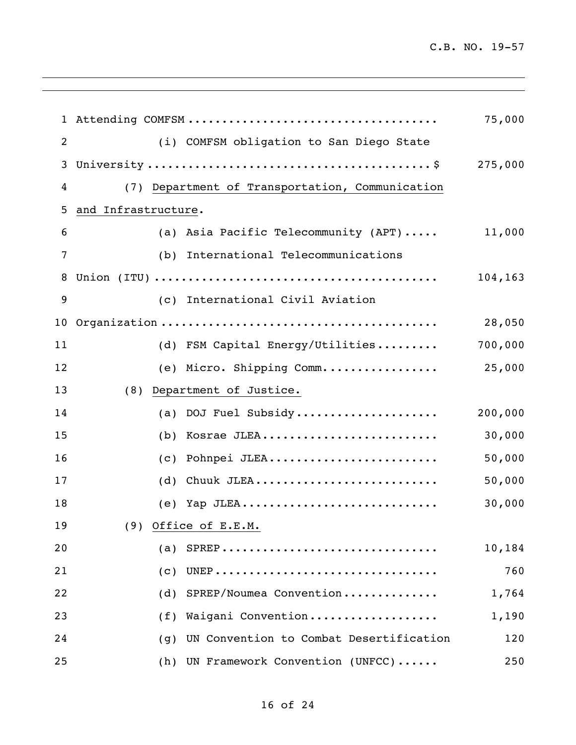Attending COMFSM .................................... 75,000

(i) COMFSM obligation to San Diego State University ........................................$ 275,000

(7) <u>Department of Transportation, Communication and Infrastructure</u>.

(a) Asia Pacific Telecommunity (APT)..... 11,000

(b) International Telecommunications Union (ITU) ........................................ 104,163

(c) International Civil Aviation Organization ........................................ 28,050

(d) FSM Capital Energy/Utilities......... 700,000

(e) Micro. Shipping Comm................. 25,000

(8) <u>Department of Justice.</u>

(a) DOJ Fuel Subsidy..................... 200,000

(b) Kosrae JLEA.......................... 30,000

(c) Pohnpei JLEA......................... 50,000

(d) Chuuk JLEA........................... 50,000

(e) Yap JLEA............................. 30,000

(9) <u>Office of E.E.M.</u>

(a) SPREP................................ 10,184

(c) UNEP................................. 760

(d) SPREP/Noumea Convention.............. 1,764

(f) Waigani Convention................... 1,190

(g) UN Convention to Combat Desertification 120

(h) UN Framework Convention (UNFCC)...... 250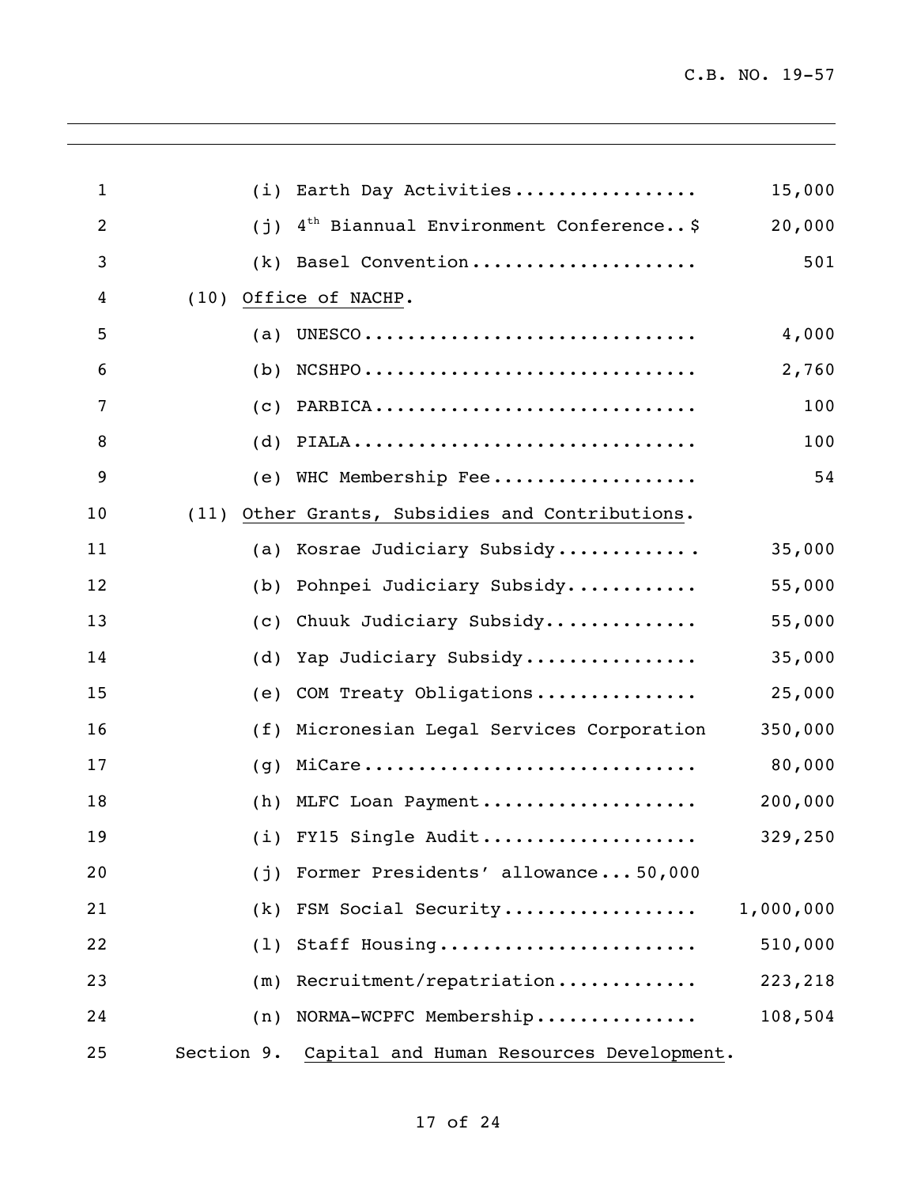(i) Earth Day Activities................. 15,000

(j) 4th Biannual Environment Conference..$ 20,000

(k) Basel Convention..................... 501

(10) <u>Office of NACHP</u>.

(a) UNESCO............................... 4,000

(b) NCSHPO............................... 2,760

(c) PARBICA.............................. 100

(d) PIALA................................ 100

(e) WHC Membership Fee................... 54

(11) <u>Other Grants, Subsidies and Contributions</u>.

(a) Kosrae Judiciary Subsidy............. 35,000

(b) Pohnpei Judiciary Subsidy............ 55,000

(c) Chuuk Judiciary Subsidy.............. 55,000

(d) Yap Judiciary Subsidy................ 35,000

(e) COM Treaty Obligations............... 25,000

(f) Micronesian Legal Services Corporation 350,000

(g) MiCare............................... 80,000

(h) MLFC Loan Payment.................... 200,000

(i) FY15 Single Audit.................... 329,250

(j) Former Presidents' allowance...50,000

(k) FSM Social Security.................. 1,000,000

(l) Staff Housing........................ 510,000

(m) Recruitment/repatriation............. 223,218

(n) NORMA-WCPFC Membership............... 108,504

Section 9. <u>Capital and Human Resources Development</u>.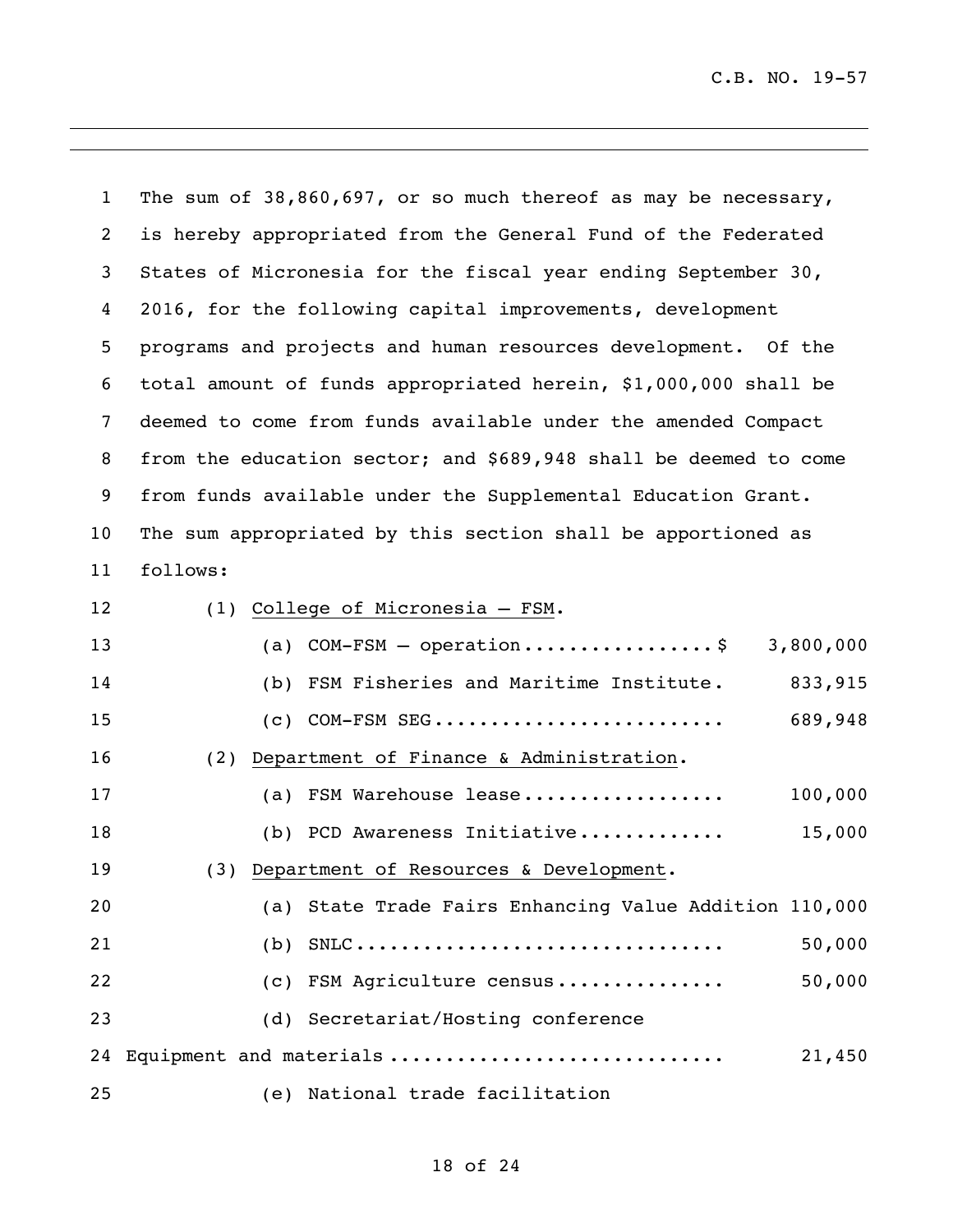The sum of 38,860,697, or so much thereof as may be necessary, is hereby appropriated from the General Fund of the Federated States of Micronesia for the fiscal year ending September 30, 2016, for the following capital improvements, development programs and projects and human resources development. Of the total amount of funds appropriated herein, $1,000,000 shall be deemed to come from funds available under the amended Compact from the education sector; and $689,948 shall be deemed to come from funds available under the Supplemental Education Grant. The sum appropriated by this section shall be apportioned as follows:

(1) College of Micronesia – FSM.

(a) COM-FSM – operation................$ 3,800,000

(b) FSM Fisheries and Maritime Institute. 833,915

(c) COM-FSM SEG......................... 689,948

(2) Department of Finance & Administration.

(a) FSM Warehouse lease.................. 100,000

(b) PCD Awareness Initiative............ 15,000

(3) Department of Resources & Development.

(a) State Trade Fairs Enhancing Value Addition 110,000

(b) SNLC................................ 50,000

(c) FSM Agriculture census.............. 50,000

(d) Secretariat/Hosting conference Equipment and materials ............................ 21,450

(e) National trade facilitation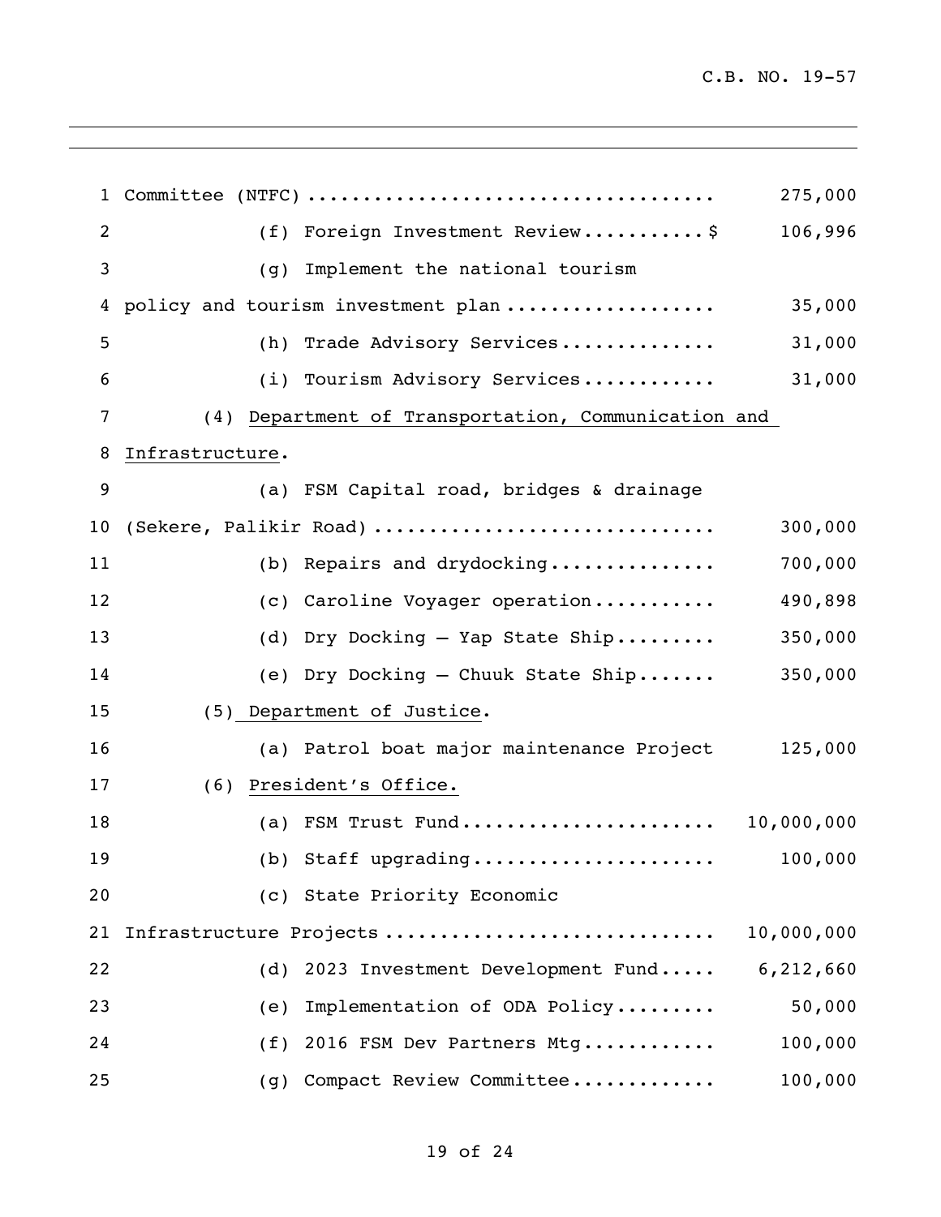Committee (NTFC) .................................... 275,000

(f) Foreign Investment Review...........$ 106,996

(g) Implement the national tourism policy and tourism investment plan .................. 35,000

(h) Trade Advisory Services.............. 31,000

(i) Tourism Advisory Services............ 31,000

(4) <u>Department of Transportation, Communication and Infrastructure</u>.

(a) FSM Capital road, bridges & drainage (Sekere, Palikir Road) .............................. 300,000

(b) Repairs and drydocking............... 700,000

(c) Caroline Voyager operation........... 490,898

(d) Dry Docking – Yap State Ship......... 350,000

(e) Dry Docking – Chuuk State Ship....... 350,000

(5) <u>Department of Justice</u>.

(a) Patrol boat major maintenance Project 125,000

(6) <u>President's Office.</u>

(a) FSM Trust Fund...................... 10,000,000

(b) Staff upgrading..................... 100,000

(c) State Priority Economic Infrastructure Projects ............................ 10,000,000

(d) 2023 Investment Development Fund..... 6,212,660

(e) Implementation of ODA Policy......... 50,000

(f) 2016 FSM Dev Partners Mtg............ 100,000

(g) Compact Review Committee............ 100,000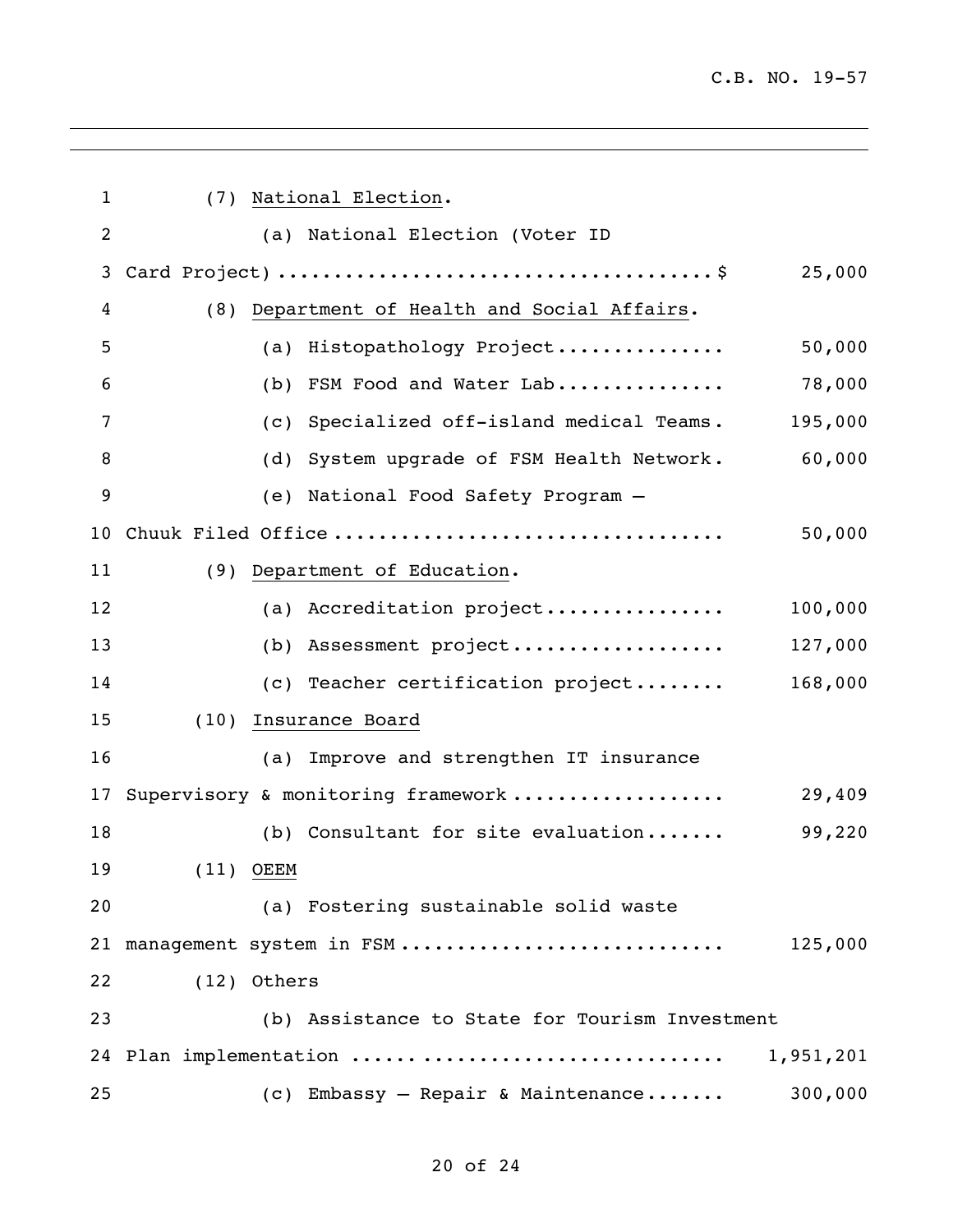(7) National Election.

(a) National Election (Voter ID Card Project).......................................$ 25,000

(8) Department of Health and Social Affairs.

(a) Histopathology Project............... 50,000

(b) FSM Food and Water Lab............... 78,000

(c) Specialized off-island medical Teams. 195,000

(d) System upgrade of FSM Health Network. 60,000

(e) National Food Safety Program – Chuuk Filed Office.................................. 50,000

(9) Department of Education.

(a) Accreditation project................ 100,000

(b) Assessment project................... 127,000

(c) Teacher certification project........ 168,000

(10) Insurance Board

(a) Improve and strengthen IT insurance Supervisory & monitoring framework.................. 29,409

(b) Consultant for site evaluation....... 99,220

(11) OEEM

(a) Fostering sustainable solid waste management system in FSM............................ 125,000

(12) Others

(b) Assistance to State for Tourism Investment Plan implementation ................................ 1,951,201

(c) Embassy – Repair & Maintenance....... 300,000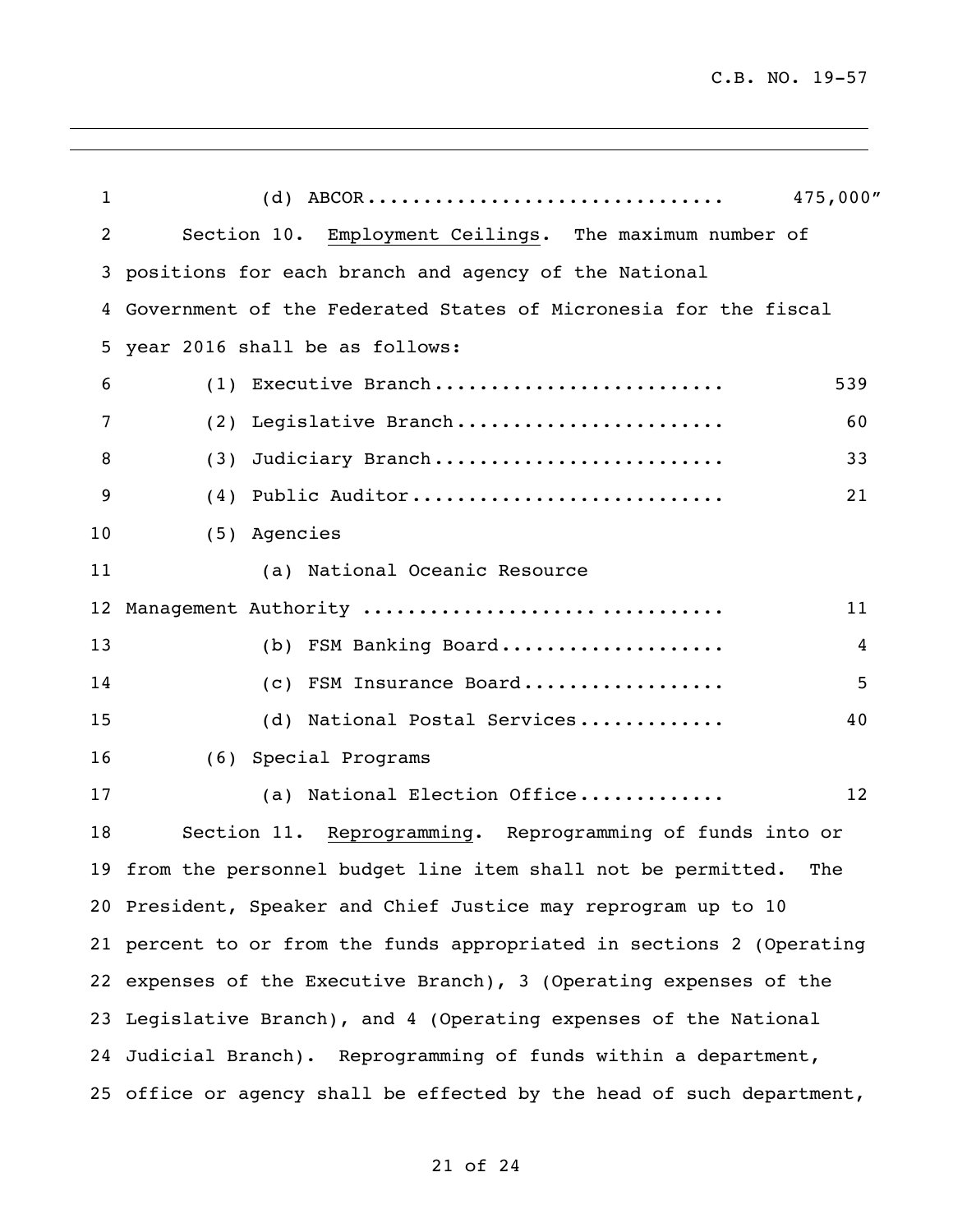(d) ABCOR................................ 475,000"

Section 10. Employment Ceilings. The maximum number of positions for each branch and agency of the National Government of the Federated States of Micronesia for the fiscal year 2016 shall be as follows:

(1) Executive Branch.......................... 539

(2) Legislative Branch........................ 60

(3) Judiciary Branch.......................... 33

(4) Public Auditor............................ 21

(5) Agencies

(a) National Oceanic Resource Management Authority ................................ 11

(b) FSM Banking Board.................... 4

(c) FSM Insurance Board.................. 5

(d) National Postal Services............. 40

(6) Special Programs

(a) National Election Office............. 12

Section 11. Reprogramming. Reprogramming of funds into or from the personnel budget line item shall not be permitted. The President, Speaker and Chief Justice may reprogram up to 10 percent to or from the funds appropriated in sections 2 (Operating expenses of the Executive Branch), 3 (Operating expenses of the Legislative Branch), and 4 (Operating expenses of the National Judicial Branch). Reprogramming of funds within a department, office or agency shall be effected by the head of such department,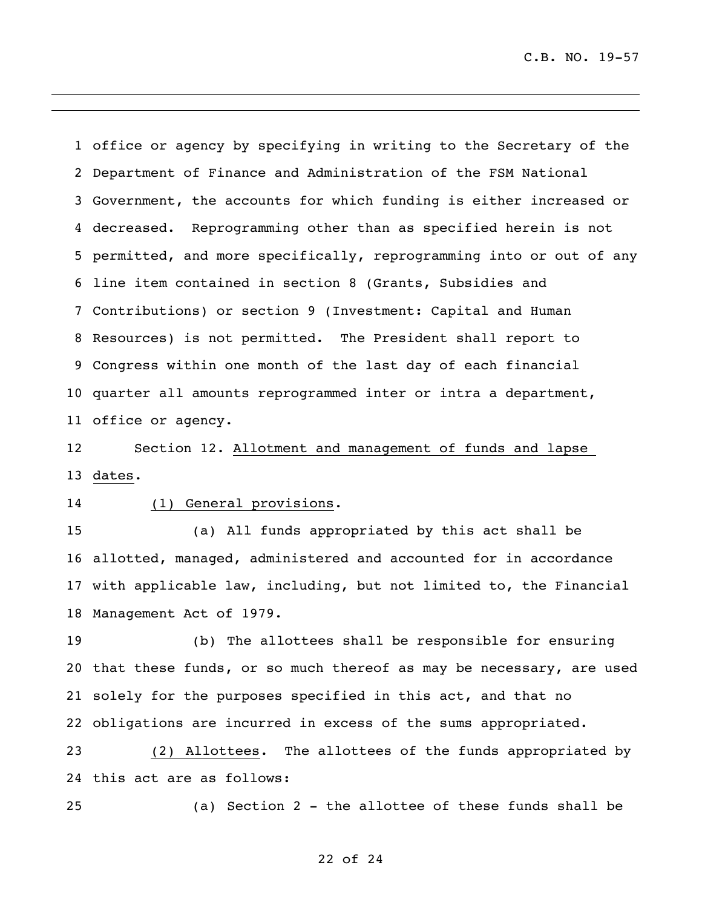office or agency by specifying in writing to the Secretary of the Department of Finance and Administration of the FSM National Government, the accounts for which funding is either increased or decreased. Reprogramming other than as specified herein is not permitted, and more specifically, reprogramming into or out of any line item contained in section 8 (Grants, Subsidies and Contributions) or section 9 (Investment: Capital and Human Resources) is not permitted. The President shall report to Congress within one month of the last day of each financial quarter all amounts reprogrammed inter or intra a department, office or agency.

Section 12. Allotment and management of funds and lapse dates.

(1) General provisions.

(a) All funds appropriated by this act shall be allotted, managed, administered and accounted for in accordance with applicable law, including, but not limited to, the Financial Management Act of 1979.

(b) The allottees shall be responsible for ensuring that these funds, or so much thereof as may be necessary, are used solely for the purposes specified in this act, and that no obligations are incurred in excess of the sums appropriated.

(2) Allottees. The allottees of the funds appropriated by this act are as follows:

(a) Section 2 - the allottee of these funds shall be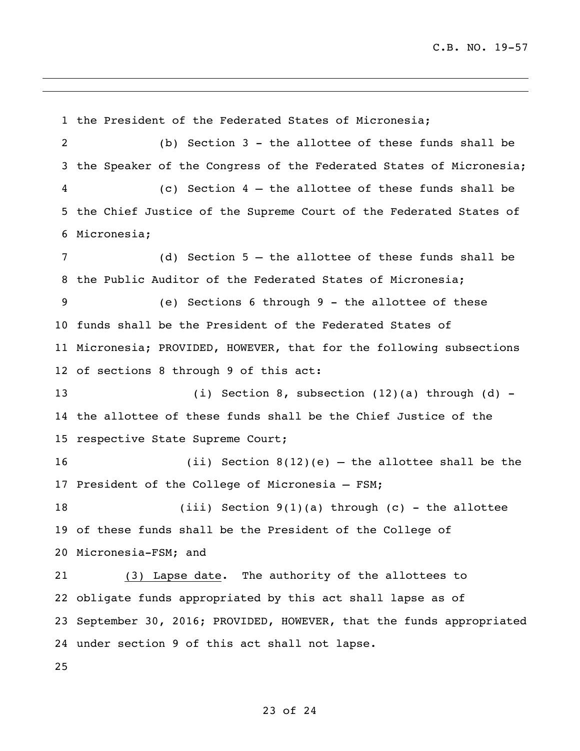the President of the Federated States of Micronesia;

(b) Section 3 - the allottee of these funds shall be the Speaker of the Congress of the Federated States of Micronesia;

(c) Section 4 – the allottee of these funds shall be the Chief Justice of the Supreme Court of the Federated States of Micronesia;

(d) Section 5 – the allottee of these funds shall be the Public Auditor of the Federated States of Micronesia;

(e) Sections 6 through 9 - the allottee of these funds shall be the President of the Federated States of Micronesia; PROVIDED, HOWEVER, that for the following subsections of sections 8 through 9 of this act:

(i) Section 8, subsection (12)(a) through (d) - the allottee of these funds shall be the Chief Justice of the respective State Supreme Court;

(ii) Section 8(12)(e) – the allottee shall be the President of the College of Micronesia – FSM;

(iii) Section 9(1)(a) through (c) - the allottee of these funds shall be the President of the College of Micronesia-FSM; and

(3) Lapse date. The authority of the allottees to obligate funds appropriated by this act shall lapse as of September 30, 2016; PROVIDED, HOWEVER, that the funds appropriated under section 9 of this act shall not lapse.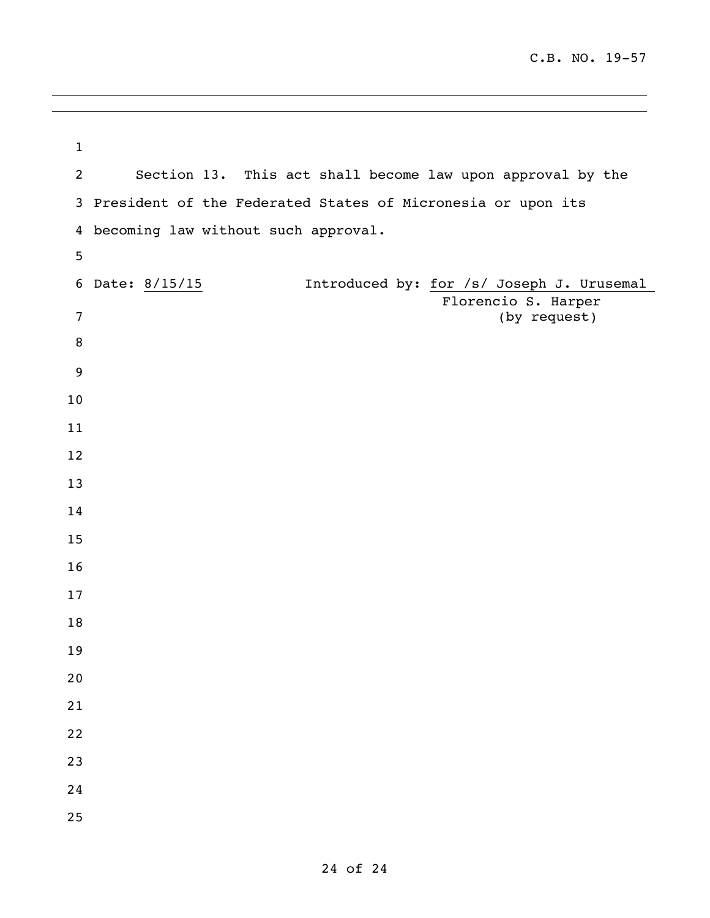Section 13. This act shall become law upon approval by the President of the Federated States of Micronesia or upon its becoming law without such approval.

Date: 8/15/15

Introduced by: for /s/ Joseph J. Urusemal
Florencio S. Harper
(by request)